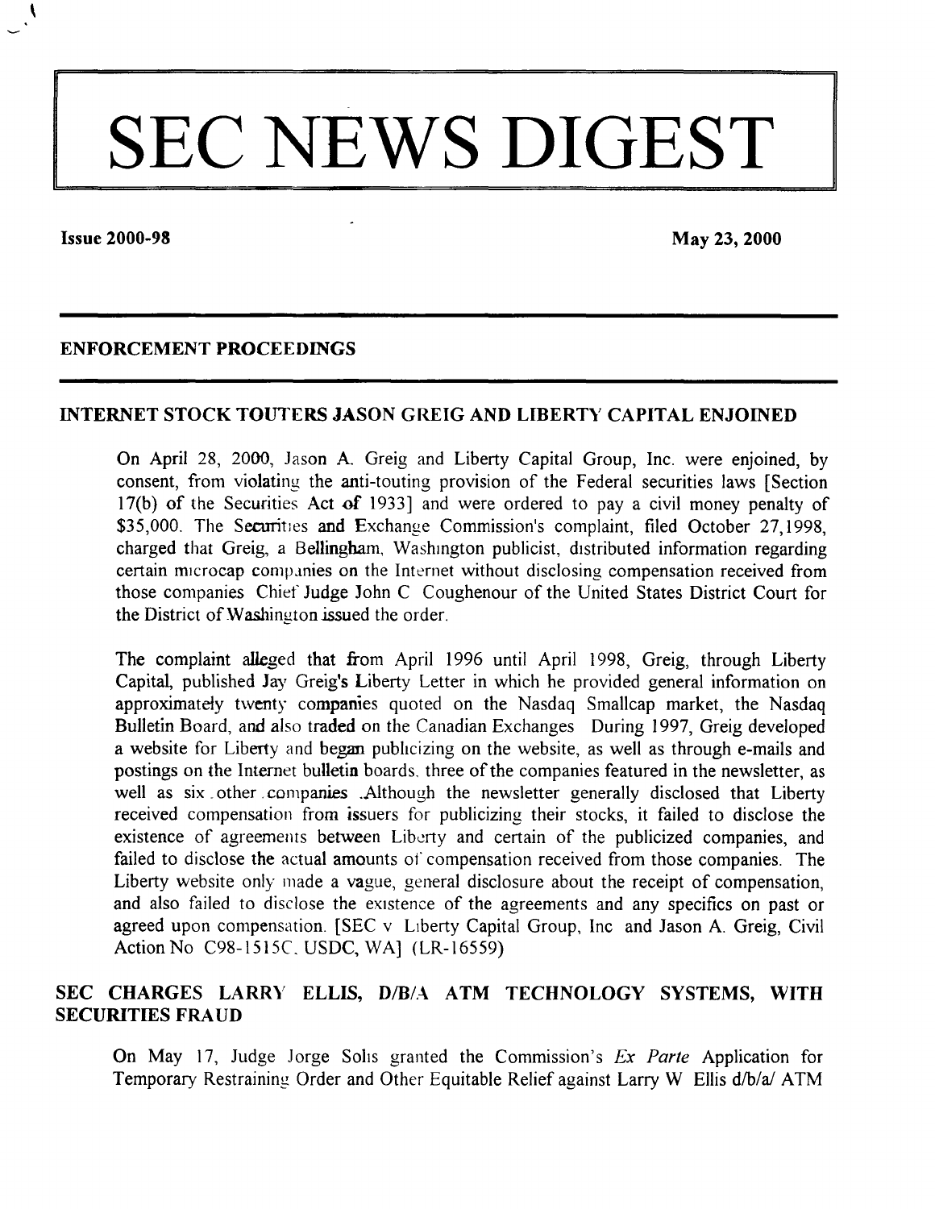# SEC NEWS DIGEST

**Issue 2000-98** **May 23, 2000**

## ENFORCEMENT PROCEEDINGS

### INTERNET STOCK TOUTERS JASON GREIG AND LIBERTY CAPITAL ENJOINED

On April 28, 2000, Jason A. Greig and Liberty Capital Group, Inc. were enjoined, by consent, from violating the anti-touting provision of the Federal securities laws [Section 17(b) of the Securities Act of 1933] and were ordered to pay a civil money penalty of $35,000. The Securities and Exchange Commission's complaint, filed October 27, 1998, charged that Greig, a Bellingham, Washington publicist, distributed information regarding certain microcap companies on the Internet without disclosing compensation received from those companies Chief Judge John C Coughenour of the United States District Court for the District of Washington issued the order.

The complaint alleged that from April 1996 until April 1998, Greig, through Liberty Capital, published Jay Greig's Liberty Letter in which he provided general information on approximately twenty companies quoted on the Nasdaq Smallcap market, the Nasdaq Bulletin Board, and also traded on the Canadian Exchanges During 1997, Greig developed a website for Liberty and began publicizing on the website, as well as through e-mails and postings on the Internet bulletin boards. three of the companies featured in the newsletter, as well as six other companies. Although the newsletter generally disclosed that Liberty received compensation from issuers for publicizing their stocks, it failed to disclose the existence of agreements between Liberty and certain of the publicized companies, and failed to disclose the actual amounts of compensation received from those companies. The Liberty website only made a vague, general disclosure about the receipt of compensation, and also failed to disclose the existence of the agreements and any specifics on past or agreed upon compensation. [SEC v Liberty Capital Group, Inc and Jason A. Greig, Civil Action No C98-1515C, USDC, WA] (LR-16559)

### SEC CHARGES LARRY ELLIS, D/B/A ATM TECHNOLOGY SYSTEMS, WITH SECURITIES FRAUD

On May 17, Judge Jorge Solis granted the Commission's *Ex Parte* Application for Temporary Restraining Order and Other Equitable Relief against Larry W Ellis d/b/a/ ATM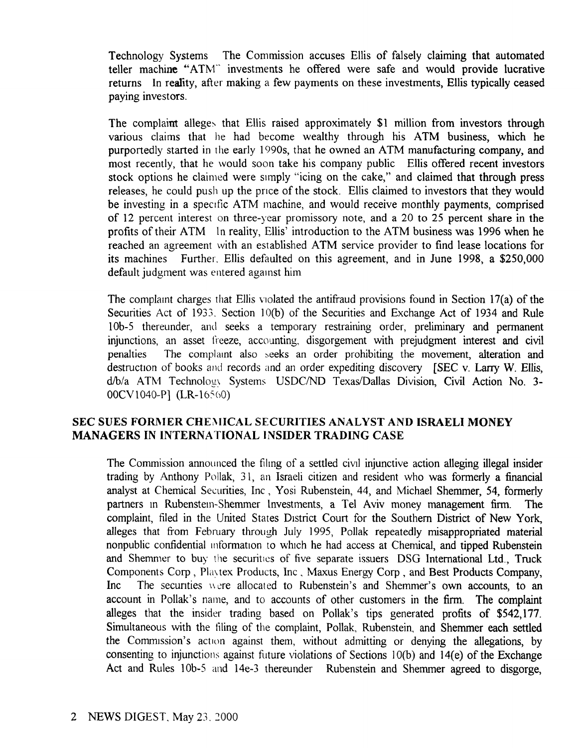Technology Systems The Commission accuses Ellis of falsely claiming that automated teller machine "ATM" investments he offered were safe and would provide lucrative returns In reality, after making a few payments on these investments, Ellis typically ceased paying investors.

The complaint alleges that Ellis raised approximately $1 million from investors through various claims that he had become wealthy through his ATM business, which he purportedly started in the early 1990s, that he owned an ATM manufacturing company, and most recently, that he would soon take his company public Ellis offered recent investors stock options he claimed were simply "icing on the cake," and claimed that through press releases, he could push up the price of the stock. Ellis claimed to investors that they would be investing in a specific ATM machine, and would receive monthly payments, comprised of 12 percent interest on three-year promissory note, and a 20 to 25 percent share in the profits of their ATM In reality, Ellis' introduction to the ATM business was 1996 when he reached an agreement with an established ATM service provider to find lease locations for its machines Further, Ellis defaulted on this agreement, and in June 1998, a $250,000 default judgment was entered against him

The complaint charges that Ellis violated the antifraud provisions found in Section 17(a) of the Securities Act of 1933, Section 10(b) of the Securities and Exchange Act of 1934 and Rule 10b-5 thereunder, and seeks a temporary restraining order, preliminary and permanent injunctions, an asset freeze, accounting, disgorgement with prejudgment interest and civil penalties The complaint also seeks an order prohibiting the movement, alteration and destruction of books and records and an order expediting discovery [SEC v. Larry W. Ellis, d/b/a ATM Technology Systems USDC/ND Texas/Dallas Division, Civil Action No. 3-00CV1040-P] (LR-16560)

## SEC SUES FORMER CHEMICAL SECURITIES ANALYST AND ISRAELI MONEY MANAGERS IN INTERNATIONAL INSIDER TRADING CASE

The Commission announced the filing of a settled civil injunctive action alleging illegal insider trading by Anthony Pollak, 31, an Israeli citizen and resident who was formerly a financial analyst at Chemical Securities, Inc , Yosi Rubenstein, 44, and Michael Shemmer, 54, formerly partners in Rubenstein-Shemmer Investments, a Tel Aviv money management firm. The complaint, filed in the United States District Court for the Southern District of New York, alleges that from February through July 1995, Pollak repeatedly misappropriated material nonpublic confidential information to which he had access at Chemical, and tipped Rubenstein and Shemmer to buy the securities of five separate issuers DSG International Ltd., Truck Components Corp , Playtex Products, Inc , Maxus Energy Corp , and Best Products Company, Inc The securities were allocated to Rubenstein's and Shemmer's own accounts, to an account in Pollak's name, and to accounts of other customers in the firm. The complaint alleges that the insider trading based on Pollak's tips generated profits of $542,177. Simultaneous with the filing of the complaint, Pollak, Rubenstein, and Shemmer each settled the Commission's action against them, without admitting or denying the allegations, by consenting to injunctions against future violations of Sections 10(b) and 14(e) of the Exchange Act and Rules 10b-5 and 14e-3 thereunder Rubenstein and Shemmer agreed to disgorge,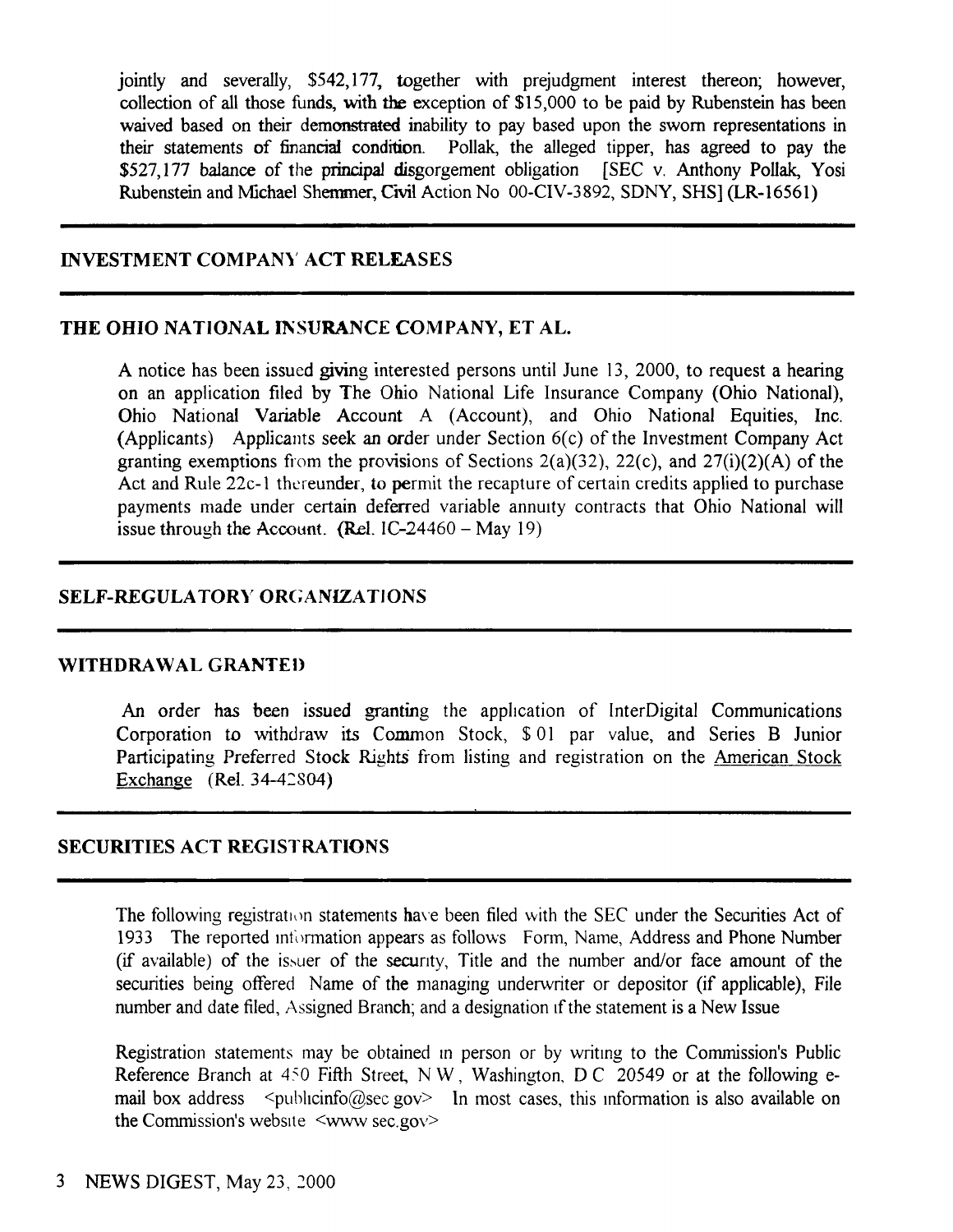jointly and severally, $542,177, together with prejudgment interest thereon; however, collection of all those funds, with the exception of $15,000 to be paid by Rubenstein has been waived based on their demonstrated inability to pay based upon the sworn representations in their statements of financial condition. Pollak, the alleged tipper, has agreed to pay the $527,177 balance of the principal disgorgement obligation [SEC v. Anthony Pollak, Yosi Rubenstein and Michael Shemmer, Civil Action No 00-CIV-3892, SDNY, SHS] (LR-16561)

## INVESTMENT COMPANY ACT RELEASES

### THE OHIO NATIONAL INSURANCE COMPANY, ET AL.

A notice has been issued giving interested persons until June 13, 2000, to request a hearing on an application filed by The Ohio National Life Insurance Company (Ohio National), Ohio National Variable Account A (Account), and Ohio National Equities, Inc. (Applicants) Applicants seek an order under Section 6(c) of the Investment Company Act granting exemptions from the provisions of Sections 2(a)(32), 22(c), and 27(i)(2)(A) of the Act and Rule 22c-1 thereunder, to permit the recapture of certain credits applied to purchase payments made under certain deferred variable annuity contracts that Ohio National will issue through the Account. (Rel. IC-24460 – May 19)

## SELF-REGULATORY ORGANIZATIONS

### WITHDRAWAL GRANTED

An order has been issued granting the application of InterDigital Communications Corporation to withdraw its Common Stock, $.01 par value, and Series B Junior Participating Preferred Stock Rights from listing and registration on the American Stock Exchange (Rel. 34-42804)

## SECURITIES ACT REGISTRATIONS

The following registration statements have been filed with the SEC under the Securities Act of 1933 The reported information appears as follows Form, Name, Address and Phone Number (if available) of the issuer of the security, Title and the number and/or face amount of the securities being offered Name of the managing underwriter or depositor (if applicable), File number and date filed, Assigned Branch; and a designation if the statement is a New Issue

Registration statements may be obtained in person or by writing to the Commission's Public Reference Branch at 450 Fifth Street, N W, Washington, D C 20549 or at the following e-mail box address <publicinfo@sec.gov> In most cases, this information is also available on the Commission's website <www.sec.gov>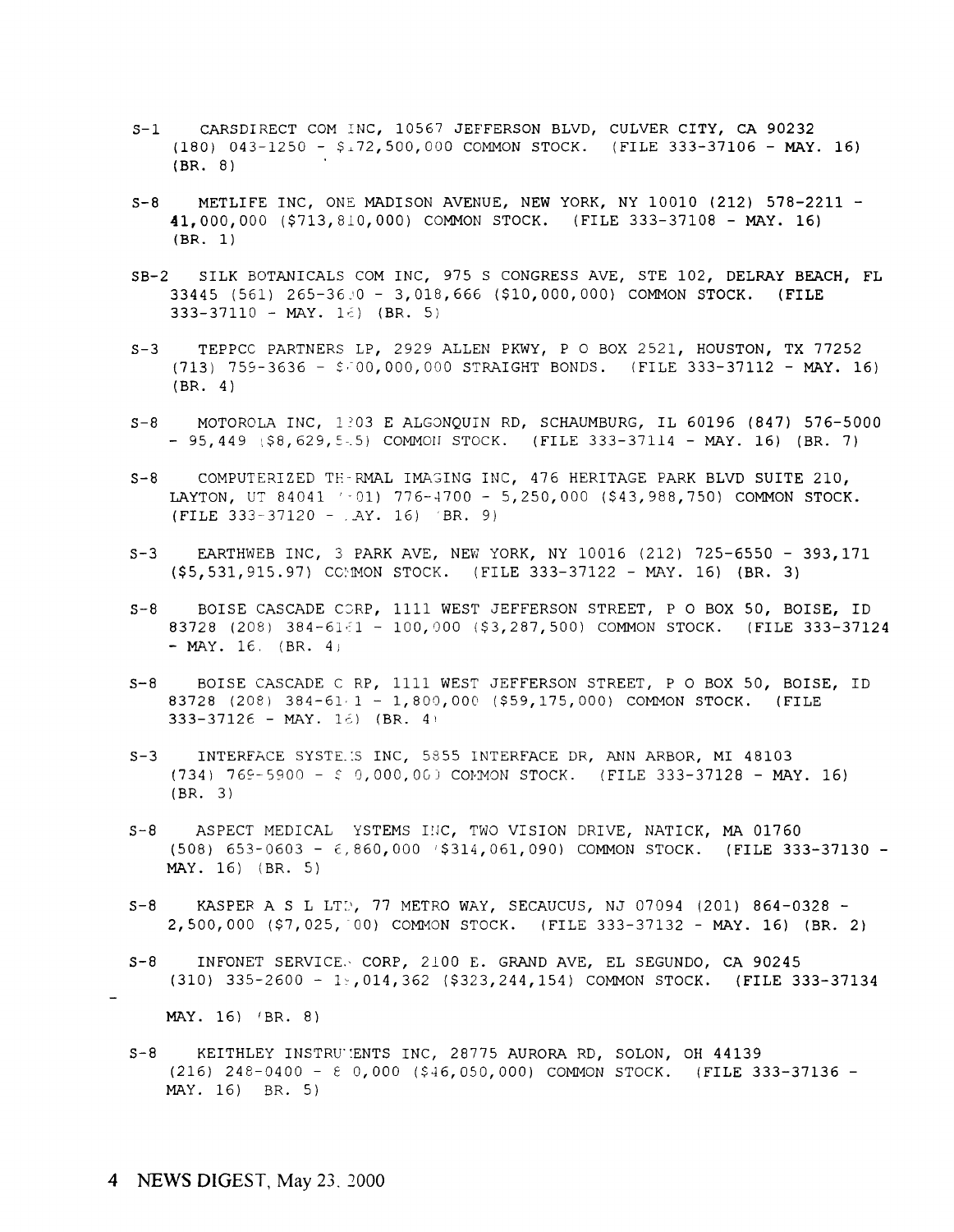S-1 CARSDIRECT COM INC, 10567 JEFFERSON BLVD, CULVER CITY, CA 90232 (180) 043-1250 - $172,500,000 COMMON STOCK. (FILE 333-37106 - MAY. 16) (BR. 8)

S-8 METLIFE INC, ONE MADISON AVENUE, NEW YORK, NY 10010 (212) 578-2211 - 41,000,000 ($713,810,000) COMMON STOCK. (FILE 333-37108 - MAY. 16) (BR. 1)

SB-2 SILK BOTANICALS COM INC, 975 S CONGRESS AVE, STE 102, DELRAY BEACH, FL 33445 (561) 265-3600 - 3,018,666 ($10,000,000) COMMON STOCK. (FILE 333-37110 - MAY. 16) (BR. 5)

S-3 TEPPCO PARTNERS LP, 2929 ALLEN PKWY, P O BOX 2521, HOUSTON, TX 77252 (713) 759-3636 - $400,000,000 STRAIGHT BONDS. (FILE 333-37112 - MAY. 16) (BR. 4)

S-8 MOTOROLA INC, 1303 E ALGONQUIN RD, SCHAUMBURG, IL 60196 (847) 576-5000 - 95,449 ($8,629,545) COMMON STOCK. (FILE 333-37114 - MAY. 16) (BR. 7)

S-8 COMPUTERIZED THERMAL IMAGING INC, 476 HERITAGE PARK BLVD SUITE 210, LAYTON, UT 84041 (801) 776-4700 - 5,250,000 ($43,988,750) COMMON STOCK. (FILE 333-37120 - MAY. 16) (BR. 9)

S-3 EARTHWEB INC, 3 PARK AVE, NEW YORK, NY 10016 (212) 725-6550 - 393,171 ($5,531,915.97) COMMON STOCK. (FILE 333-37122 - MAY. 16) (BR. 3)

S-8 BOISE CASCADE CORP, 1111 WEST JEFFERSON STREET, P O BOX 50, BOISE, ID 83728 (208) 384-6161 - 100,000 ($3,287,500) COMMON STOCK. (FILE 333-37124 - MAY. 16) (BR. 4)

S-8 BOISE CASCADE CORP, 1111 WEST JEFFERSON STREET, P O BOX 50, BOISE, ID 83728 (208) 384-6161 - 1,800,000 ($59,175,000) COMMON STOCK. (FILE 333-37126 - MAY. 16) (BR. 4)

S-3 INTERFACE SYSTEMS INC, 5855 INTERFACE DR, ANN ARBOR, MI 48103 (734) 769-5900 - $ 0,000,000 COMMON STOCK. (FILE 333-37128 - MAY. 16) (BR. 3)

S-8 ASPECT MEDICAL SYSTEMS INC, TWO VISION DRIVE, NATICK, MA 01760 (508) 653-0603 - 6,860,000 ($314,061,090) COMMON STOCK. (FILE 333-37130 - MAY. 16) (BR. 5)

S-8 KASPER A S L LTD, 77 METRO WAY, SECAUCUS, NJ 07094 (201) 864-0328 - 2,500,000 ($7,025,000) COMMON STOCK. (FILE 333-37132 - MAY. 16) (BR. 2)

S-8 INFONET SERVICES CORP, 2100 E. GRAND AVE, EL SEGUNDO, CA 90245 (310) 335-2600 - 1 ,014,362 ($323,244,154) COMMON STOCK. (FILE 333-37134 - MAY. 16) (BR. 8)

S-8 KEITHLEY INSTRUMENTS INC, 28775 AURORA RD, SOLON, OH 44139 (216) 248-0400 - 8 0,000 ($46,050,000) COMMON STOCK. (FILE 333-37136 - MAY. 16) (BR. 5)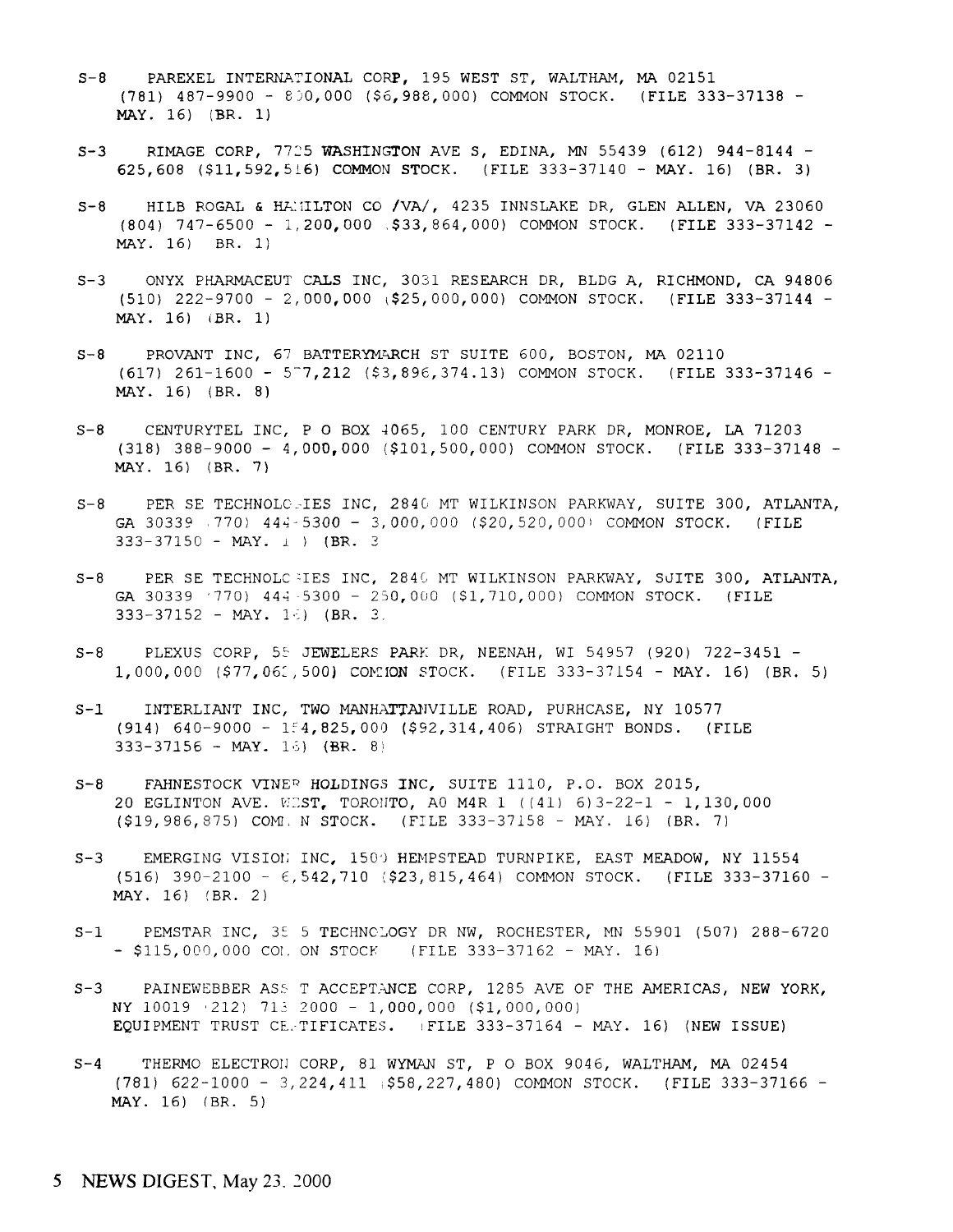S-8 PAREXEL INTERNATIONAL CORP, 195 WEST ST, WALTHAM, MA 02151 (781) 487-9900 - 830,000 ($6,988,000) COMMON STOCK. (FILE 333-37138 - MAY. 16) (BR. 1)

S-3 RIMAGE CORP, 7725 WASHINGTON AVE S, EDINA, MN 55439 (612) 944-8144 - 625,608 ($11,592,516) COMMON STOCK. (FILE 333-37140 - MAY. 16) (BR. 3)

S-8 HILB ROGAL & HAMILTON CO /VA/, 4235 INNSLAKE DR, GLEN ALLEN, VA 23060 (804) 747-6500 - 1,200,000 ($33,864,000) COMMON STOCK. (FILE 333-37142 - MAY. 16) (BR. 1)

S-3 ONYX PHARMACEUTICALS INC, 3031 RESEARCH DR, BLDG A, RICHMOND, CA 94806 (510) 222-9700 - 2,000,000 ($25,000,000) COMMON STOCK. (FILE 333-37144 - MAY. 16) (BR. 1)

S-8 PROVANT INC, 67 BATTERYMARCH ST SUITE 600, BOSTON, MA 02110 (617) 261-1600 - 577,212 ($3,896,374.13) COMMON STOCK. (FILE 333-37146 - MAY. 16) (BR. 8)

S-8 CENTURYTEL INC, P O BOX 4065, 100 CENTURY PARK DR, MONROE, LA 71203 (318) 388-9000 - 4,000,000 ($101,500,000) COMMON STOCK. (FILE 333-37148 - MAY. 16) (BR. 7)

S-8 PER SE TECHNOLOGIES INC, 2840 MT WILKINSON PARKWAY, SUITE 300, ATLANTA, GA 30339 (770) 444-5300 - 3,000,000 ($20,520,000) COMMON STOCK. (FILE 333-37150 - MAY. 16) (BR. 3)

S-8 PER SE TECHNOLOGIES INC, 2840 MT WILKINSON PARKWAY, SUITE 300, ATLANTA, GA 30339 (770) 444-5300 - 250,000 ($1,710,000) COMMON STOCK. (FILE 333-37152 - MAY. 16) (BR. 3)

S-8 PLEXUS CORP, 55 JEWELERS PARK DR, NEENAH, WI 54957 (920) 722-3451 - 1,000,000 ($77,062,500) COMMON STOCK. (FILE 333-37154 - MAY. 16) (BR. 5)

S-1 INTERLIANT INC, TWO MANHATTANVILLE ROAD, PURHCASE, NY 10577 (914) 640-9000 - 154,825,000 ($92,314,406) STRAIGHT BONDS. (FILE 333-37156 - MAY. 16) (BR. 8)

S-8 FAHNESTOCK VINER HOLDINGS INC, SUITE 1110, P.O. BOX 2015, 20 EGLINTON AVE. WEST, TORONTO, A0 M4R 1 ((41) 6)3-22-1 - 1,130,000 ($19,986,875) COMMON STOCK. (FILE 333-37158 - MAY. 16) (BR. 7)

S-3 EMERGING VISION INC, 1500 HEMPSTEAD TURNPIKE, EAST MEADOW, NY 11554 (516) 390-2100 - 6,542,710 ($23,815,464) COMMON STOCK. (FILE 333-37160 - MAY. 16) (BR. 2)

S-1 PEMSTAR INC, 3535 TECHNOLOGY DR NW, ROCHESTER, MN 55901 (507) 288-6720 - $115,000,000 COMMON STOCK. (FILE 333-37162 - MAY. 16)

S-3 PAINEWEBBER ASSET ACCEPTANCE CORP, 1285 AVE OF THE AMERICAS, NEW YORK, NY 10019 (212) 713-2000 - 1,000,000 ($1,000,000) EQUIPMENT TRUST CERTIFICATES. (FILE 333-37164 - MAY. 16) (NEW ISSUE)

S-4 THERMO ELECTRON CORP, 81 WYMAN ST, P O BOX 9046, WALTHAM, MA 02454 (781) 622-1000 - 3,224,411 ($58,227,480) COMMON STOCK. (FILE 333-37166 - MAY. 16) (BR. 5)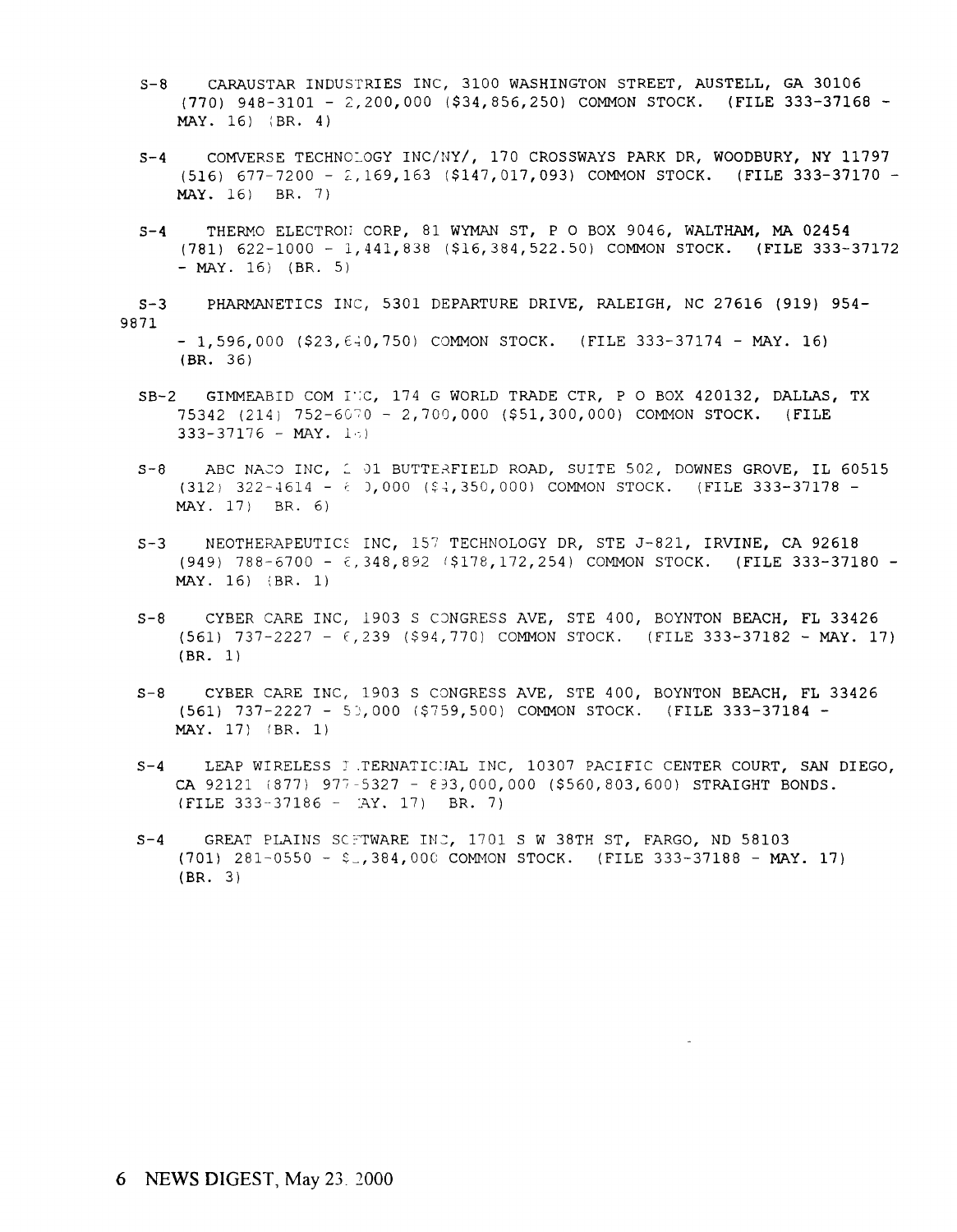S-8 CARAUSTAR INDUSTRIES INC, 3100 WASHINGTON STREET, AUSTELL, GA 30106 (770) 948-3101 - 2,200,000 ($34,856,250) COMMON STOCK. (FILE 333-37168 - MAY. 16) (BR. 4)

S-4 COMVERSE TECHNOLOGY INC/NY/, 170 CROSSWAYS PARK DR, WOODBURY, NY 11797 (516) 677-7200 - 2,169,163 ($147,017,093) COMMON STOCK. (FILE 333-37170 - MAY. 16) BR. 7)

S-4 THERMO ELECTRON CORP, 81 WYMAN ST, P O BOX 9046, WALTHAM, MA 02454 (781) 622-1000 - 1,441,838 ($16,384,522.50) COMMON STOCK. (FILE 333-37172 - MAY. 16) (BR. 5)

S-3 PHARMANETICS INC, 5301 DEPARTURE DRIVE, RALEIGH, NC 27616 (919) 954-9871 - 1,596,000 ($23,640,750) COMMON STOCK. (FILE 333-37174 - MAY. 16) (BR. 36)

SB-2 GIMMEABID COM INC, 174 G WORLD TRADE CTR, P O BOX 420132, DALLAS, TX 75342 (214) 752-6070 - 2,700,000 ($51,300,000) COMMON STOCK. (FILE 333-37176 - MAY. 16)

S-8 ABC NACO INC, 2 01 BUTTERFIELD ROAD, SUITE 502, DOWNES GROVE, IL 60515 (312) 322-4614 - 6 0,000 ($4,350,000) COMMON STOCK. (FILE 333-37178 - MAY. 17) BR. 6)

S-3 NEOTHERAPEUTICS INC, 157 TECHNOLOGY DR, STE J-821, IRVINE, CA 92618 (949) 788-6700 - 6,348,892 ($178,172,254) COMMON STOCK. (FILE 333-37180 - MAY. 16) (BR. 1)

S-8 CYBER CARE INC, 1903 S CONGRESS AVE, STE 400, BOYNTON BEACH, FL 33426 (561) 737-2227 - 6,239 ($94,770) COMMON STOCK. (FILE 333-37182 - MAY. 17) (BR. 1)

S-8 CYBER CARE INC, 1903 S CONGRESS AVE, STE 400, BOYNTON BEACH, FL 33426 (561) 737-2227 - 50,000 ($759,500) COMMON STOCK. (FILE 333-37184 - MAY. 17) (BR. 1)

S-4 LEAP WIRELESS INTERNATIONAL INC, 10307 PACIFIC CENTER COURT, SAN DIEGO, CA 92121 (877) 977-5327 - 893,000,000 ($560,803,600) STRAIGHT BONDS. (FILE 333-37186 - MAY. 17) BR. 7)

S-4 GREAT PLAINS SOFTWARE INC, 1701 S W 38TH ST, FARGO, ND 58103 (701) 281-0550 - $_,384,000 COMMON STOCK. (FILE 333-37188 - MAY. 17) (BR. 3)